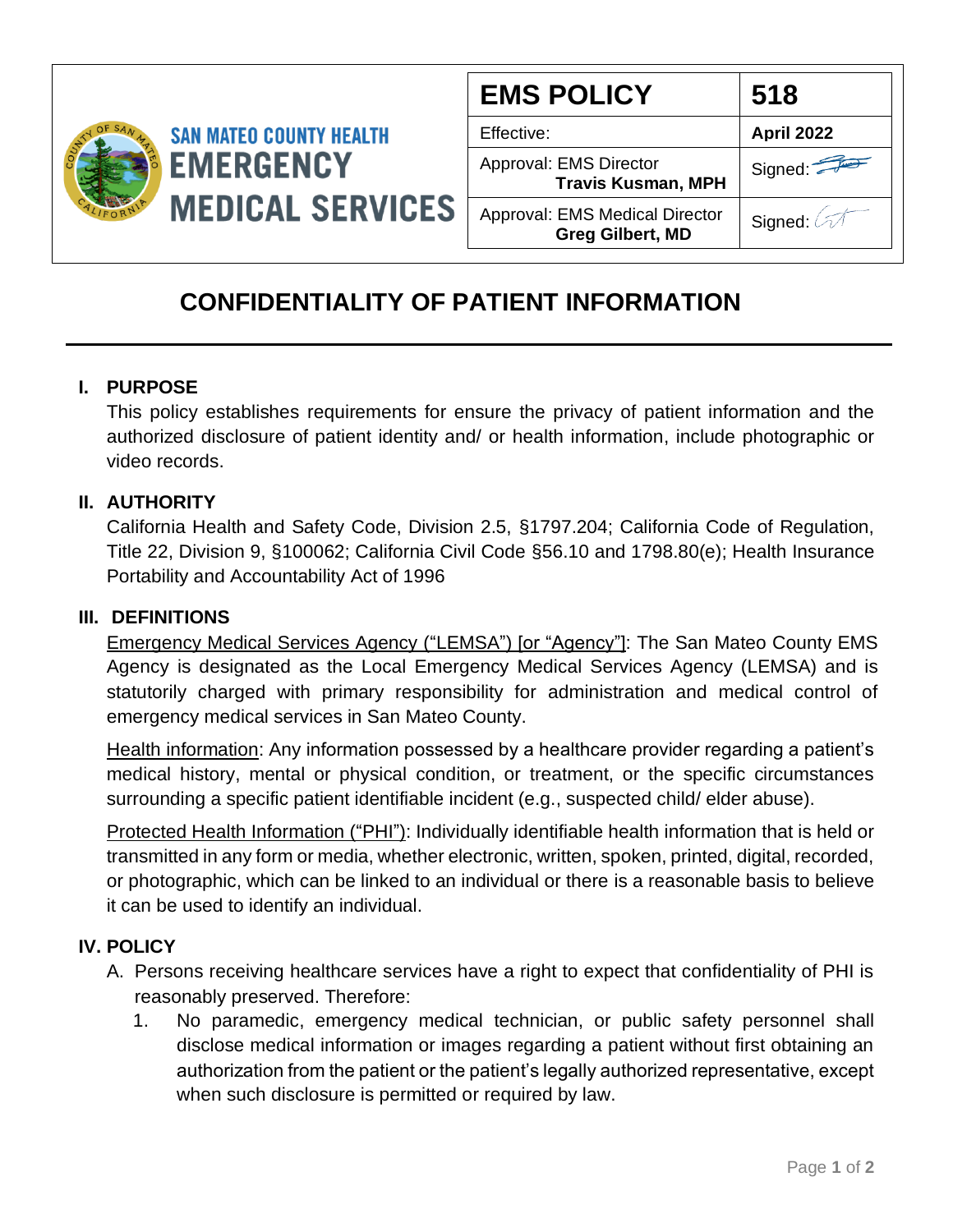**SAN MATEO COUNTY HEALTH**
**EMERGENCY MEDICAL SERVICES**

| EMS POLICY | 518 |
|---|---|
| Effective: | **April 2022** |
| Approval: EMS Director **Travis Kusman, MPH** | Signed: |
| Approval: EMS Medical Director **Greg Gilbert, MD** | Signed: |

# CONFIDENTIALITY OF PATIENT INFORMATION

## I. PURPOSE

This policy establishes requirements for ensure the privacy of patient information and the authorized disclosure of patient identity and/ or health information, include photographic or video records.

## II. AUTHORITY

California Health and Safety Code, Division 2.5, §1797.204; California Code of Regulation, Title 22, Division 9, §100062; California Civil Code §56.10 and 1798.80(e); Health Insurance Portability and Accountability Act of 1996

## III. DEFINITIONS

<u>Emergency Medical Services Agency ("LEMSA") [or "Agency"]</u>: The San Mateo County EMS Agency is designated as the Local Emergency Medical Services Agency (LEMSA) and is statutorily charged with primary responsibility for administration and medical control of emergency medical services in San Mateo County.

<u>Health information</u>: Any information possessed by a healthcare provider regarding a patient's medical history, mental or physical condition, or treatment, or the specific circumstances surrounding a specific patient identifiable incident (e.g., suspected child/ elder abuse).

<u>Protected Health Information ("PHI")</u>: Individually identifiable health information that is held or transmitted in any form or media, whether electronic, written, spoken, printed, digital, recorded, or photographic, which can be linked to an individual or there is a reasonable basis to believe it can be used to identify an individual.

## IV. POLICY

A. Persons receiving healthcare services have a right to expect that confidentiality of PHI is reasonably preserved. Therefore:

1. No paramedic, emergency medical technician, or public safety personnel shall disclose medical information or images regarding a patient without first obtaining an authorization from the patient or the patient's legally authorized representative, except when such disclosure is permitted or required by law.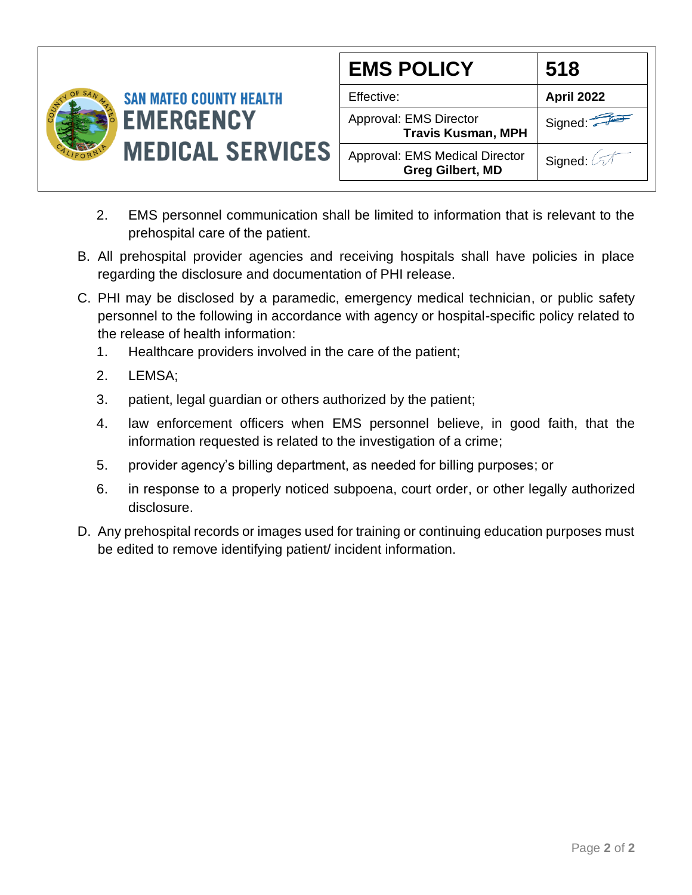2. EMS personnel communication shall be limited to information that is relevant to the prehospital care of the patient.

B. All prehospital provider agencies and receiving hospitals shall have policies in place regarding the disclosure and documentation of PHI release.

C. PHI may be disclosed by a paramedic, emergency medical technician, or public safety personnel to the following in accordance with agency or hospital-specific policy related to the release of health information:

1. Healthcare providers involved in the care of the patient;
2. LEMSA;
3. patient, legal guardian or others authorized by the patient;
4. law enforcement officers when EMS personnel believe, in good faith, that the information requested is related to the investigation of a crime;
5. provider agency's billing department, as needed for billing purposes; or
6. in response to a properly noticed subpoena, court order, or other legally authorized disclosure.

D. Any prehospital records or images used for training or continuing education purposes must be edited to remove identifying patient/ incident information.